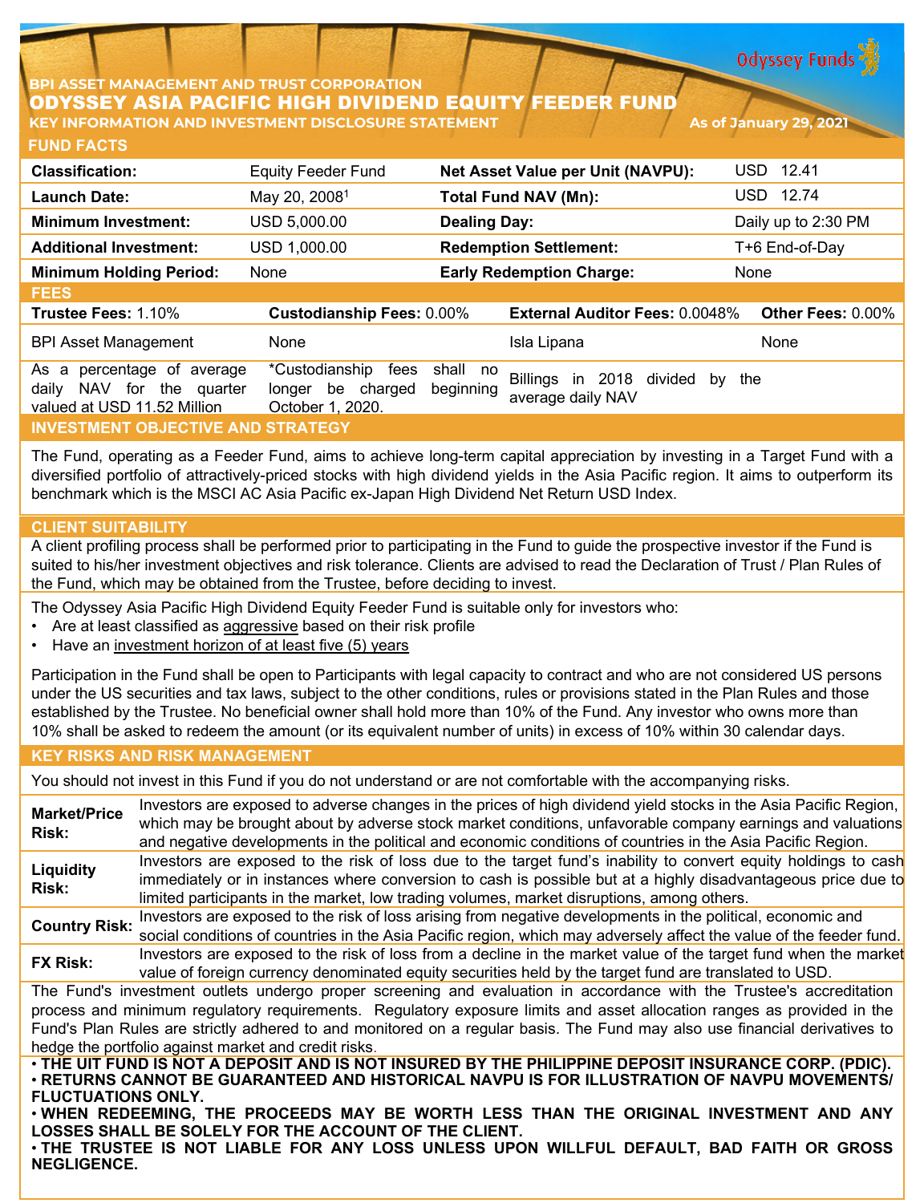BPI ASSET MANAGEMENT AND TRUST CORPORATION

# ODYSSEY ASIA PACIFIC HIGH DIVIDEND EQUITY FEEDER FUND

KEY INFORMATION AND INVESTMENT DISCLOSURE STATEMENT

As of January 29, 2021

## FUND FACTS

| Classification: | Equity Feeder Fund | Net Asset Value per Unit (NAVPU): | USD 12.41 |
|---|---|---|---|
| Launch Date: | May 20, 2008[1] | Total Fund NAV (Mn): | USD 12.74 |
| Minimum Investment: | USD 5,000.00 | Dealing Day: | Daily up to 2:30 PM |
| Additional Investment: | USD 1,000.00 | Redemption Settlement: | T+6 End-of-Day |
| Minimum Holding Period: | None | Early Redemption Charge: | None |

## FEES

| Trustee Fees: 1.10% | Custodianship Fees: 0.00% | External Auditor Fees: 0.0048% | Other Fees: 0.00% |
|---|---|---|---|
| BPI Asset Management | None | Isla Lipana | None |
| As a percentage of average daily NAV for the quarter valued at USD 11.52 Million | *Custodianship fees shall no longer be charged beginning October 1, 2020. | Billings in 2018 divided by the average daily NAV | |

## INVESTMENT OBJECTIVE AND STRATEGY

The Fund, operating as a Feeder Fund, aims to achieve long-term capital appreciation by investing in a Target Fund with a diversified portfolio of attractively-priced stocks with high dividend yields in the Asia Pacific region. It aims to outperform its benchmark which is the MSCI AC Asia Pacific ex-Japan High Dividend Net Return USD Index.

## CLIENT SUITABILITY

A client profiling process shall be performed prior to participating in the Fund to guide the prospective investor if the Fund is suited to his/her investment objectives and risk tolerance. Clients are advised to read the Declaration of Trust / Plan Rules of the Fund, which may be obtained from the Trustee, before deciding to invest.

The Odyssey Asia Pacific High Dividend Equity Feeder Fund is suitable only for investors who:

- Are at least classified as aggressive based on their risk profile
- Have an investment horizon of at least five (5) years

Participation in the Fund shall be open to Participants with legal capacity to contract and who are not considered US persons under the US securities and tax laws, subject to the other conditions, rules or provisions stated in the Plan Rules and those established by the Trustee. No beneficial owner shall hold more than 10% of the Fund. Any investor who owns more than 10% shall be asked to redeem the amount (or its equivalent number of units) in excess of 10% within 30 calendar days.

## KEY RISKS AND RISK MANAGEMENT

You should not invest in this Fund if you do not understand or are not comfortable with the accompanying risks.

| | |
|---|---|
| **Market/Price Risk:** | Investors are exposed to adverse changes in the prices of high dividend yield stocks in the Asia Pacific Region, which may be brought about by adverse stock market conditions, unfavorable company earnings and valuations and negative developments in the political and economic conditions of countries in the Asia Pacific Region. |
| **Liquidity Risk:** | Investors are exposed to the risk of loss due to the target fund's inability to convert equity holdings to cash immediately or in instances where conversion to cash is possible but at a highly disadvantageous price due to limited participants in the market, low trading volumes, market disruptions, among others. |
| **Country Risk:** | Investors are exposed to the risk of loss arising from negative developments in the political, economic and social conditions of countries in the Asia Pacific region, which may adversely affect the value of the feeder fund. |
| **FX Risk:** | Investors are exposed to the risk of loss from a decline in the market value of the target fund when the market value of foreign currency denominated equity securities held by the target fund are translated to USD. |

The Fund's investment outlets undergo proper screening and evaluation in accordance with the Trustee's accreditation process and minimum regulatory requirements. Regulatory exposure limits and asset allocation ranges as provided in the Fund's Plan Rules are strictly adhered to and monitored on a regular basis. The Fund may also use financial derivatives to hedge the portfolio against market and credit risks.

**• THE UIT FUND IS NOT A DEPOSIT AND IS NOT INSURED BY THE PHILIPPINE DEPOSIT INSURANCE CORP. (PDIC).**
**• RETURNS CANNOT BE GUARANTEED AND HISTORICAL NAVPU IS FOR ILLUSTRATION OF NAVPU MOVEMENTS/ FLUCTUATIONS ONLY.**
**• WHEN REDEEMING, THE PROCEEDS MAY BE WORTH LESS THAN THE ORIGINAL INVESTMENT AND ANY LOSSES SHALL BE SOLELY FOR THE ACCOUNT OF THE CLIENT.**
**• THE TRUSTEE IS NOT LIABLE FOR ANY LOSS UNLESS UPON WILLFUL DEFAULT, BAD FAITH OR GROSS NEGLIGENCE.**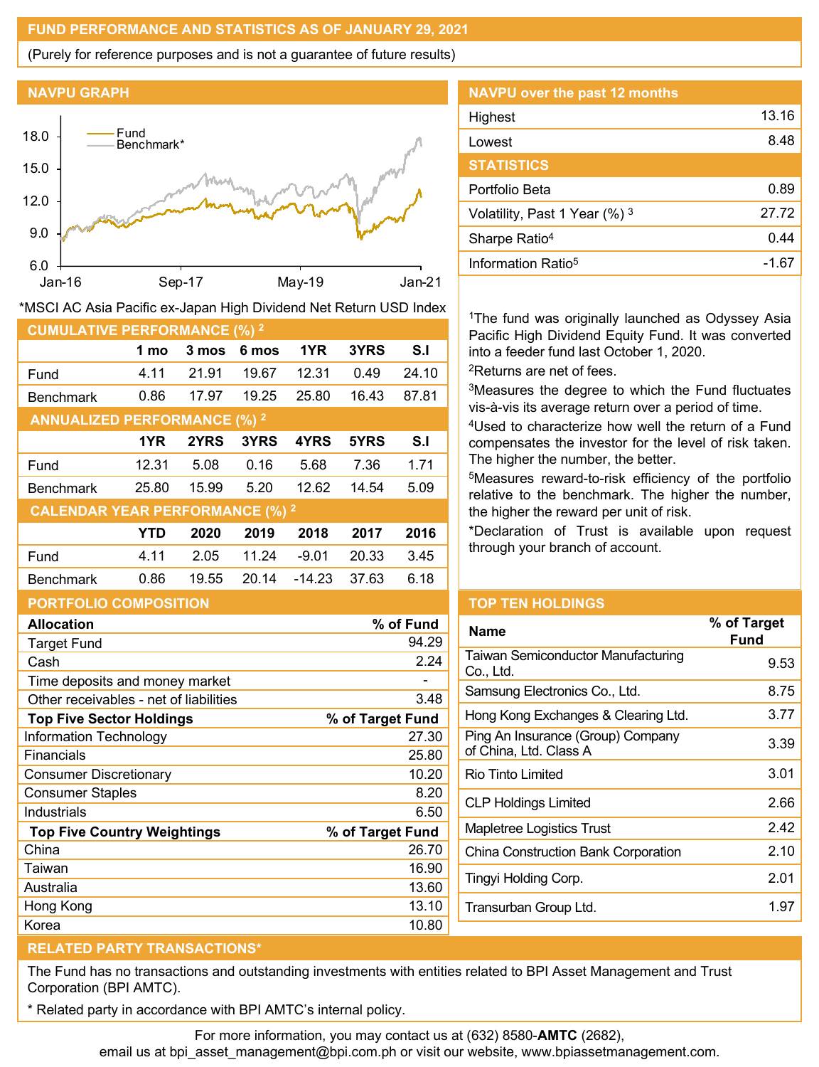## FUND PERFORMANCE AND STATISTICS AS OF JANUARY 29, 2021

(Purely for reference purposes and is not a guarantee of future results)

### NAVPU GRAPH

Fund
Benchmark*

18.0
15.0
12.0
9.0
6.0

Jan-16 Sep-17 May-19 Jan-21

*MSCI AC Asia Pacific ex-Japan High Dividend Net Return USD Index

### NAVPU over the past 12 months

| | |
|---|---|
| Highest | 13.16 |
| Lowest | 8.48 |

### STATISTICS

| | |
|---|---|
| Portfolio Beta | 0.89 |
| Volatility, Past 1 Year (%) [3] | 27.72 |
| Sharpe Ratio[4] | 0.44 |
| Information Ratio[5] | -1.67 |

### CUMULATIVE PERFORMANCE (%) [2]

| | 1 mo | 3 mos | 6 mos | 1YR | 3YRS | S.I |
|---|---|---|---|---|---|---|
| Fund | 4.11 | 21.91 | 19.67 | 12.31 | 0.49 | 24.10 |
| Benchmark | 0.86 | 17.97 | 19.25 | 25.80 | 16.43 | 87.81 |

### ANNUALIZED PERFORMANCE (%) [2]

| | 1YR | 2YRS | 3YRS | 4YRS | 5YRS | S.I |
|---|---|---|---|---|---|---|
| Fund | 12.31 | 5.08 | 0.16 | 5.68 | 7.36 | 1.71 |
| Benchmark | 25.80 | 15.99 | 5.20 | 12.62 | 14.54 | 5.09 |

### CALENDAR YEAR PERFORMANCE (%) [2]

| | YTD | 2020 | 2019 | 2018 | 2017 | 2016 |
|---|---|---|---|---|---|---|
| Fund | 4.11 | 2.05 | 11.24 | -9.01 | 20.33 | 3.45 |
| Benchmark | 0.86 | 19.55 | 20.14 | -14.23 | 37.63 | 6.18 |

[1]The fund was originally launched as Odyssey Asia Pacific High Dividend Equity Fund. It was converted into a feeder fund last October 1, 2020.

[2]Returns are net of fees.

[3]Measures the degree to which the Fund fluctuates vis-à-vis its average return over a period of time.

[4]Used to characterize how well the return of a Fund compensates the investor for the level of risk taken. The higher the number, the better.

[5]Measures reward-to-risk efficiency of the portfolio relative to the benchmark. The higher the number, the higher the reward per unit of risk.

*Declaration of Trust is available upon request through your branch of account.

### PORTFOLIO COMPOSITION

| Allocation | % of Fund |
|---|---|
| Target Fund | 94.29 |
| Cash | 2.24 |
| Time deposits and money market | - |
| Other receivables - net of liabilities | 3.48 |

| Top Five Sector Holdings | % of Target Fund |
|---|---|
| Information Technology | 27.30 |
| Financials | 25.80 |
| Consumer Discretionary | 10.20 |
| Consumer Staples | 8.20 |
| Industrials | 6.50 |

| Top Five Country Weightings | % of Target Fund |
|---|---|
| China | 26.70 |
| Taiwan | 16.90 |
| Australia | 13.60 |
| Hong Kong | 13.10 |
| Korea | 10.80 |

### TOP TEN HOLDINGS

| Name | % of Target Fund |
|---|---|
| Taiwan Semiconductor Manufacturing Co., Ltd. | 9.53 |
| Samsung Electronics Co., Ltd. | 8.75 |
| Hong Kong Exchanges & Clearing Ltd. | 3.77 |
| Ping An Insurance (Group) Company of China, Ltd. Class A | 3.39 |
| Rio Tinto Limited | 3.01 |
| CLP Holdings Limited | 2.66 |
| Mapletree Logistics Trust | 2.42 |
| China Construction Bank Corporation | 2.10 |
| Tingyi Holding Corp. | 2.01 |
| Transurban Group Ltd. | 1.97 |

### RELATED PARTY TRANSACTIONS*

The Fund has no transactions and outstanding investments with entities related to BPI Asset Management and Trust Corporation (BPI AMTC).

* Related party in accordance with BPI AMTC's internal policy.

For more information, you may contact us at (632) 8580-**AMTC** (2682), email us at bpi_asset_management@bpi.com.ph or visit our website, www.bpiassetmanagement.com.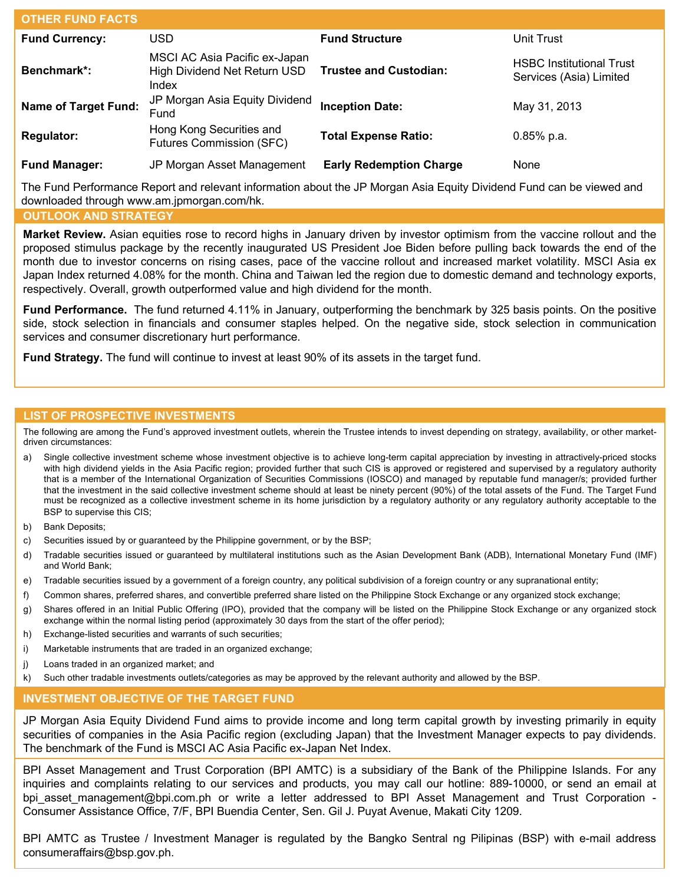## OTHER FUND FACTS

| | | | |
|---|---|---|---|
| **Fund Currency:** | USD | **Fund Structure** | Unit Trust |
| **Benchmark*:** | MSCI AC Asia Pacific ex-Japan High Dividend Net Return USD Index | **Trustee and Custodian:** | HSBC Institutional Trust Services (Asia) Limited |
| **Name of Target Fund:** | JP Morgan Asia Equity Dividend Fund | **Inception Date:** | May 31, 2013 |
| **Regulator:** | Hong Kong Securities and Futures Commission (SFC) | **Total Expense Ratio:** | 0.85% p.a. |
| **Fund Manager:** | JP Morgan Asset Management | **Early Redemption Charge** | None |

The Fund Performance Report and relevant information about the JP Morgan Asia Equity Dividend Fund can be viewed and downloaded through www.am.jpmorgan.com/hk.

## OUTLOOK AND STRATEGY

**Market Review.** Asian equities rose to record highs in January driven by investor optimism from the vaccine rollout and the proposed stimulus package by the recently inaugurated US President Joe Biden before pulling back towards the end of the month due to investor concerns on rising cases, pace of the vaccine rollout and increased market volatility. MSCI Asia ex Japan Index returned 4.08% for the month. China and Taiwan led the region due to domestic demand and technology exports, respectively. Overall, growth outperformed value and high dividend for the month.

**Fund Performance.** The fund returned 4.11% in January, outperforming the benchmark by 325 basis points. On the positive side, stock selection in financials and consumer staples helped. On the negative side, stock selection in communication services and consumer discretionary hurt performance.

**Fund Strategy.** The fund will continue to invest at least 90% of its assets in the target fund.

## LIST OF PROSPECTIVE INVESTMENTS

The following are among the Fund's approved investment outlets, wherein the Trustee intends to invest depending on strategy, availability, or other market-driven circumstances:

a) Single collective investment scheme whose investment objective is to achieve long-term capital appreciation by investing in attractively-priced stocks with high dividend yields in the Asia Pacific region; provided further that such CIS is approved or registered and supervised by a regulatory authority that is a member of the International Organization of Securities Commissions (IOSCO) and managed by reputable fund manager/s; provided further that the investment in the said collective investment scheme should at least be ninety percent (90%) of the total assets of the Fund. The Target Fund must be recognized as a collective investment scheme in its home jurisdiction by a regulatory authority or any regulatory authority acceptable to the BSP to supervise this CIS;

b) Bank Deposits;

c) Securities issued by or guaranteed by the Philippine government, or by the BSP;

d) Tradable securities issued or guaranteed by multilateral institutions such as the Asian Development Bank (ADB), International Monetary Fund (IMF) and World Bank;

e) Tradable securities issued by a government of a foreign country, any political subdivision of a foreign country or any supranational entity;

f) Common shares, preferred shares, and convertible preferred share listed on the Philippine Stock Exchange or any organized stock exchange;

g) Shares offered in an Initial Public Offering (IPO), provided that the company will be listed on the Philippine Stock Exchange or any organized stock exchange within the normal listing period (approximately 30 days from the start of the offer period);

h) Exchange-listed securities and warrants of such securities;

i) Marketable instruments that are traded in an organized exchange;

j) Loans traded in an organized market; and

k) Such other tradable investments outlets/categories as may be approved by the relevant authority and allowed by the BSP.

## INVESTMENT OBJECTIVE OF THE TARGET FUND

JP Morgan Asia Equity Dividend Fund aims to provide income and long term capital growth by investing primarily in equity securities of companies in the Asia Pacific region (excluding Japan) that the Investment Manager expects to pay dividends. The benchmark of the Fund is MSCI AC Asia Pacific ex-Japan Net Index.

BPI Asset Management and Trust Corporation (BPI AMTC) is a subsidiary of the Bank of the Philippine Islands. For any inquiries and complaints relating to our services and products, you may call our hotline: 889-10000, or send an email at bpi_asset_management@bpi.com.ph or write a letter addressed to BPI Asset Management and Trust Corporation - Consumer Assistance Office, 7/F, BPI Buendia Center, Sen. Gil J. Puyat Avenue, Makati City 1209.

BPI AMTC as Trustee / Investment Manager is regulated by the Bangko Sentral ng Pilipinas (BSP) with e-mail address consumeraffairs@bsp.gov.ph.